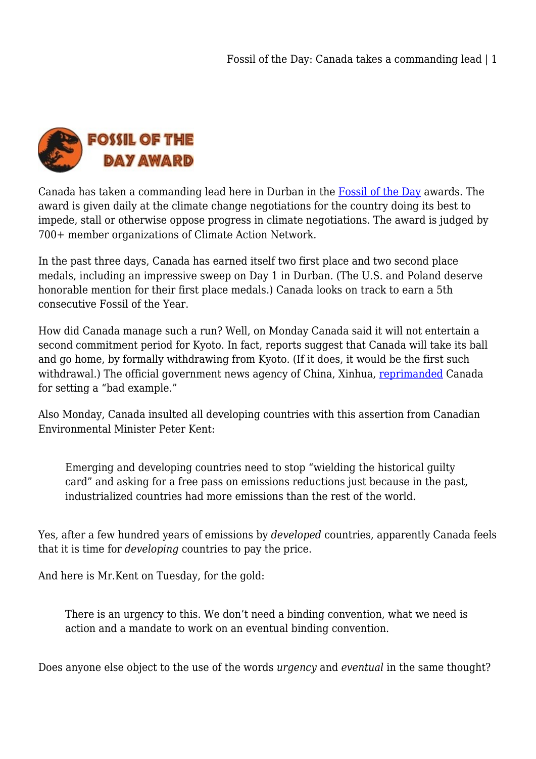FOSSIL OF THE DAY AWARD

Canada has taken a commanding lead here in Durban in the Fossil of the Day awards. The award is given daily at the climate change negotiations for the country doing its best to impede, stall or otherwise oppose progress in climate negotiations. The award is judged by 700+ member organizations of Climate Action Network.

In the past three days, Canada has earned itself two first place and two second place medals, including an impressive sweep on Day 1 in Durban. (The U.S. and Poland deserve honorable mention for their first place medals.) Canada looks on track to earn a 5th consecutive Fossil of the Year.

How did Canada manage such a run? Well, on Monday Canada said it will not entertain a second commitment period for Kyoto. In fact, reports suggest that Canada will take its ball and go home, by formally withdrawing from Kyoto. (If it does, it would be the first such withdrawal.) The official government news agency of China, Xinhua, reprimanded Canada for setting a "bad example."

Also Monday, Canada insulted all developing countries with this assertion from Canadian Environmental Minister Peter Kent:

> Emerging and developing countries need to stop "wielding the historical guilty card" and asking for a free pass on emissions reductions just because in the past, industrialized countries had more emissions than the rest of the world.

Yes, after a few hundred years of emissions by *developed* countries, apparently Canada feels that it is time for *developing* countries to pay the price.

And here is Mr.Kent on Tuesday, for the gold:

> There is an urgency to this. We don't need a binding convention, what we need is action and a mandate to work on an eventual binding convention.

Does anyone else object to the use of the words *urgency* and *eventual* in the same thought?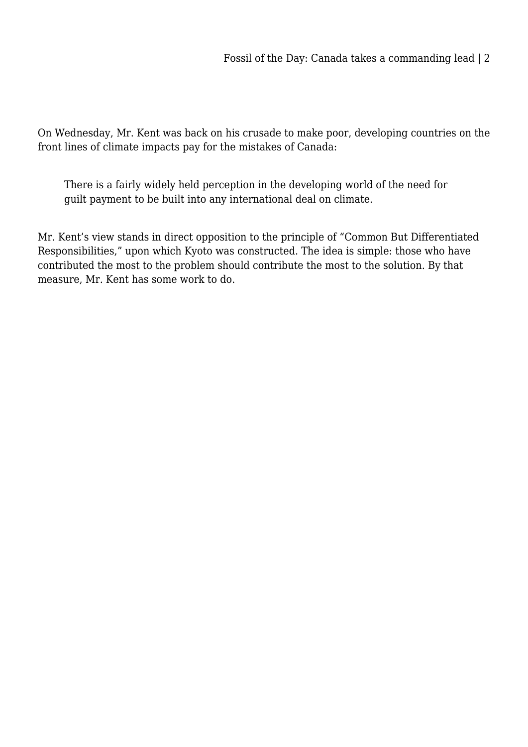On Wednesday, Mr. Kent was back on his crusade to make poor, developing countries on the front lines of climate impacts pay for the mistakes of Canada:

> There is a fairly widely held perception in the developing world of the need for guilt payment to be built into any international deal on climate.

Mr. Kent's view stands in direct opposition to the principle of "Common But Differentiated Responsibilities," upon which Kyoto was constructed. The idea is simple: those who have contributed the most to the problem should contribute the most to the solution. By that measure, Mr. Kent has some work to do.